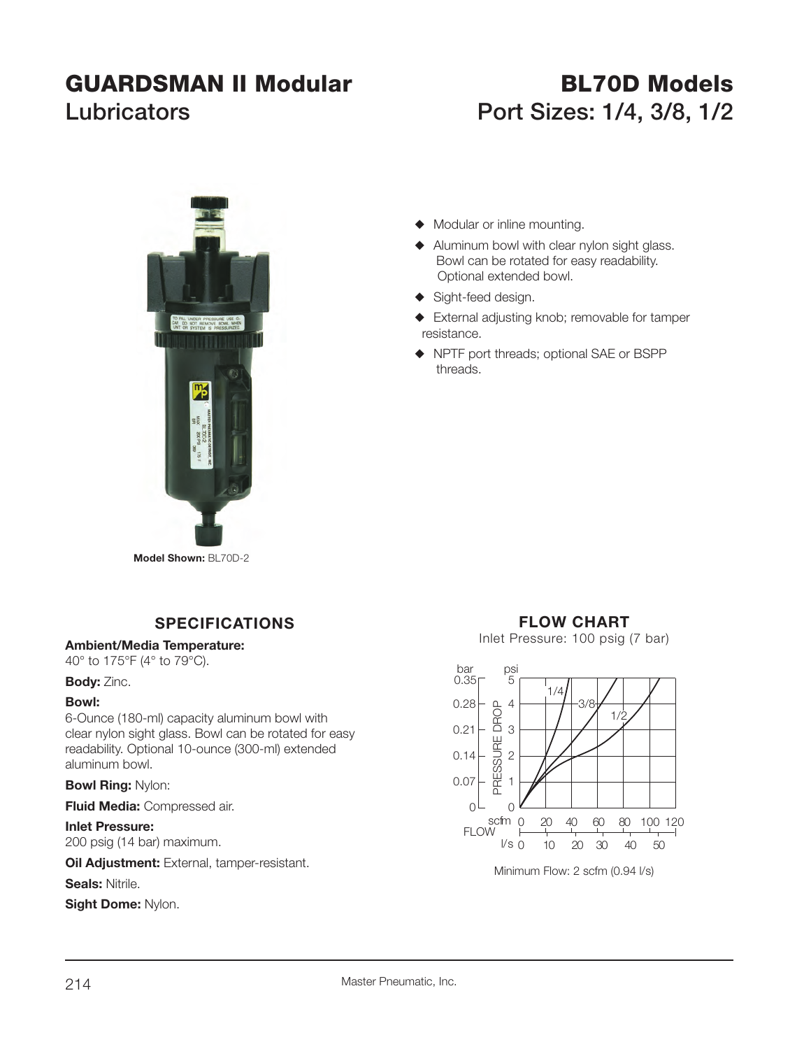# GUARDSMAN II Modular Lubricators

# BL70D Models
## Port Sizes: 1/4, 3/8, 1/2

**Model Shown:** BL70D-2

- Modular or inline mounting.
- Aluminum bowl with clear nylon sight glass. Bowl can be rotated for easy readability. Optional extended bowl.
- Sight-feed design.
- External adjusting knob; removable for tamper resistance.
- NPTF port threads; optional SAE or BSPP threads.

## SPECIFICATIONS

**Ambient/Media Temperature:**
40° to 175°F (4° to 79°C).

**Body:** Zinc.

**Bowl:**
6-Ounce (180-ml) capacity aluminum bowl with clear nylon sight glass. Bowl can be rotated for easy readability. Optional 10-ounce (300-ml) extended aluminum bowl.

**Bowl Ring:** Nylon:

**Fluid Media:** Compressed air.

**Inlet Pressure:**
200 psig (14 bar) maximum.

**Oil Adjustment:** External, tamper-resistant.

**Seals:** Nitrile.

**Sight Dome:** Nylon.

## FLOW CHART

Inlet Pressure: 100 psig (7 bar)

Minimum Flow: 2 scfm (0.94 l/s)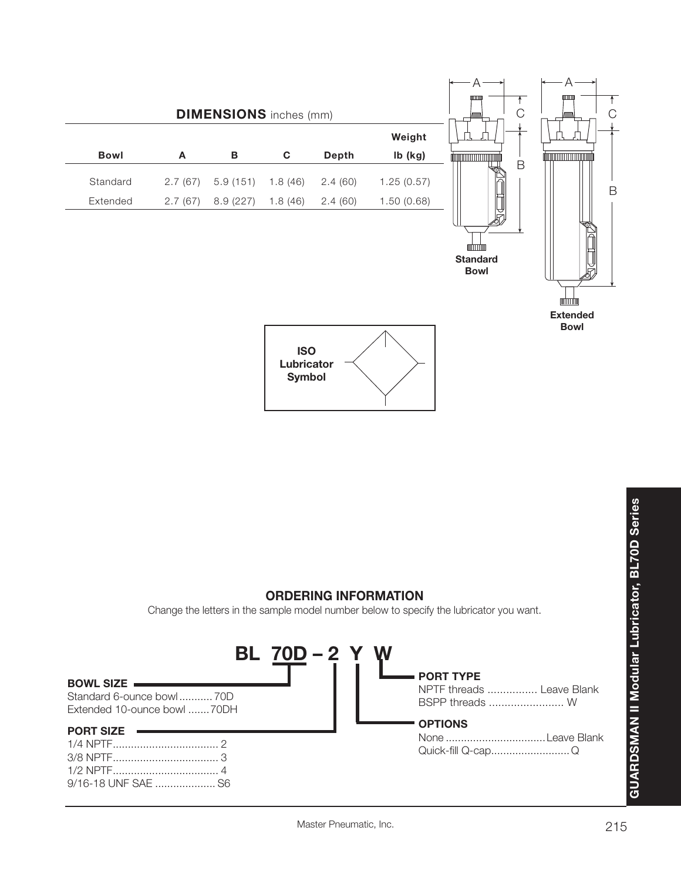## DIMENSIONS inches (mm)

| Bowl | A | B | C | Depth | Weight lb (kg) |
|---|---|---|---|---|---|
| Standard | 2.7 (67) | 5.9 (151) | 1.8 (46) | 2.4 (60) | 1.25 (0.57) |
| Extended | 2.7 (67) | 8.9 (227) | 1.8 (46) | 2.4 (60) | 1.50 (0.68) |

A
C
B
Standard Bowl

A
C
B
Extended Bowl

ISO Lubricator Symbol

## ORDERING INFORMATION

Change the letters in the sample model number below to specify the lubricator you want.

**BL 70D – 2 Y W**

**BOWL SIZE**
- Standard 6-ounce bowl ........... 70D
- Extended 10-ounce bowl ....... 70DH

**PORT SIZE**
- 1/4 NPTF.................................. 2
- 3/8 NPTF.................................. 3
- 1/2 NPTF.................................. 4
- 9/16-18 UNF SAE .................... S6

**PORT TYPE**
- NPTF threads ................ Leave Blank
- BSPP threads ........................ W

**OPTIONS**
- None ................................ Leave Blank
- Quick-fill Q-cap.......................... Q